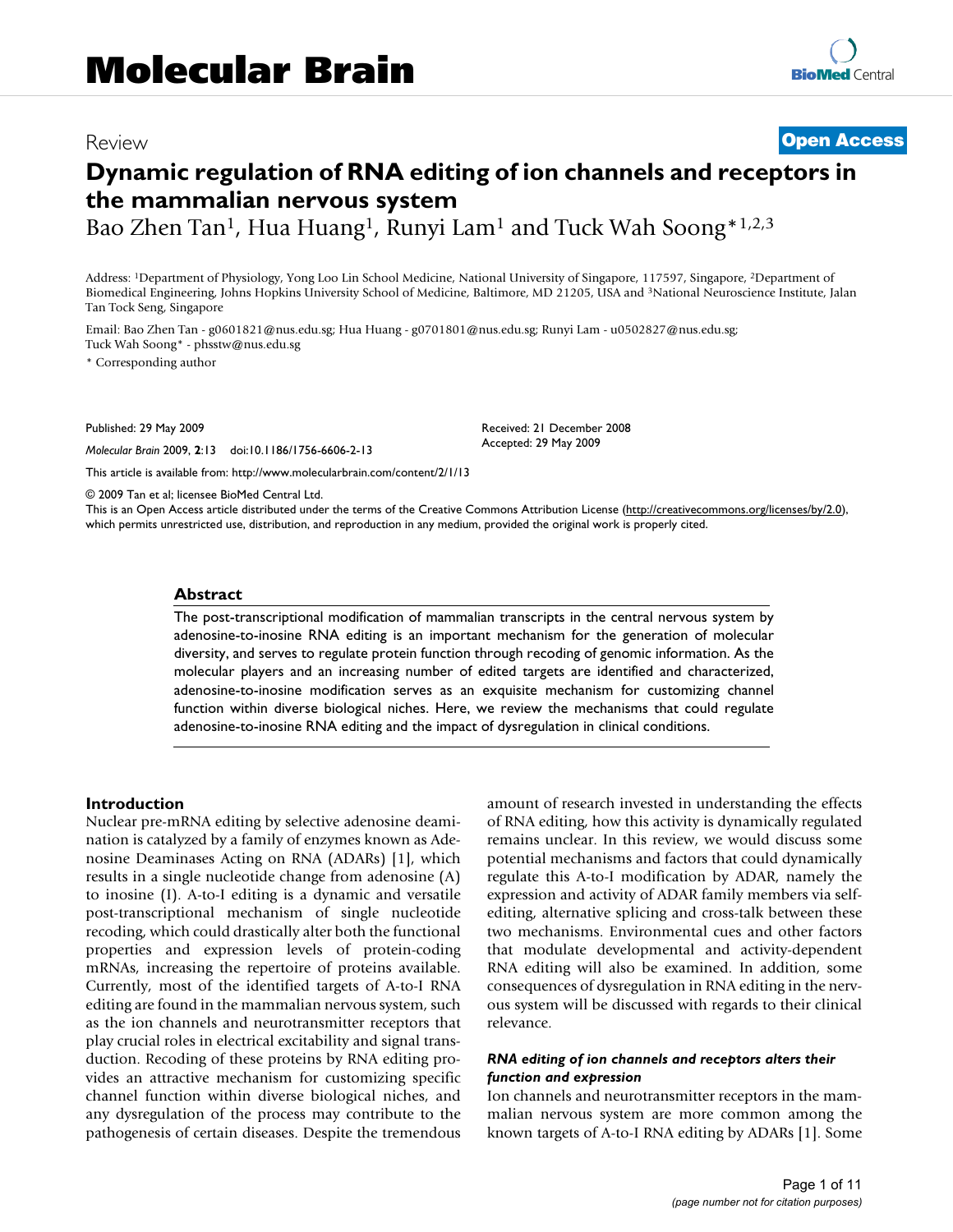# Molecular Brain

Review

**Open Access**

# Dynamic regulation of RNA editing of ion channels and receptors in the mammalian nervous system

Bao Zhen Tan[1], Hua Huang[1], Runyi Lam[1] and Tuck Wah Soong*[1,2,3]

Address: [1]Department of Physiology, Yong Loo Lin School Medicine, National University of Singapore, 117597, Singapore, [2]Department of Biomedical Engineering, Johns Hopkins University School of Medicine, Baltimore, MD 21205, USA and [3]National Neuroscience Institute, Jalan Tan Tock Seng, Singapore

Email: Bao Zhen Tan - g0601821@nus.edu.sg; Hua Huang - g0701801@nus.edu.sg; Runyi Lam - u0502827@nus.edu.sg; Tuck Wah Soong* - phsstw@nus.edu.sg

\* Corresponding author

Published: 29 May 2009

*Molecular Brain* 2009, **2**:13 doi:10.1186/1756-6606-2-13

Received: 21 December 2008
Accepted: 29 May 2009

This article is available from: http://www.molecularbrain.com/content/2/1/13

© 2009 Tan et al; licensee BioMed Central Ltd.
This is an Open Access article distributed under the terms of the Creative Commons Attribution License (http://creativecommons.org/licenses/by/2.0), which permits unrestricted use, distribution, and reproduction in any medium, provided the original work is properly cited.

## Abstract

The post-transcriptional modification of mammalian transcripts in the central nervous system by adenosine-to-inosine RNA editing is an important mechanism for the generation of molecular diversity, and serves to regulate protein function through recoding of genomic information. As the molecular players and an increasing number of edited targets are identified and characterized, adenosine-to-inosine modification serves as an exquisite mechanism for customizing channel function within diverse biological niches. Here, we review the mechanisms that could regulate adenosine-to-inosine RNA editing and the impact of dysregulation in clinical conditions.

## Introduction

Nuclear pre-mRNA editing by selective adenosine deamination is catalyzed by a family of enzymes known as Adenosine Deaminases Acting on RNA (ADARs) [1], which results in a single nucleotide change from adenosine (A) to inosine (I). A-to-I editing is a dynamic and versatile post-transcriptional mechanism of single nucleotide recoding, which could drastically alter both the functional properties and expression levels of protein-coding mRNAs, increasing the repertoire of proteins available. Currently, most of the identified targets of A-to-I RNA editing are found in the mammalian nervous system, such as the ion channels and neurotransmitter receptors that play crucial roles in electrical excitability and signal transduction. Recoding of these proteins by RNA editing provides an attractive mechanism for customizing specific channel function within diverse biological niches, and any dysregulation of the process may contribute to the pathogenesis of certain diseases. Despite the tremendous amount of research invested in understanding the effects of RNA editing, how this activity is dynamically regulated remains unclear. In this review, we would discuss some potential mechanisms and factors that could dynamically regulate this A-to-I modification by ADAR, namely the expression and activity of ADAR family members via self-editing, alternative splicing and cross-talk between these two mechanisms. Environmental cues and other factors that modulate developmental and activity-dependent RNA editing will also be examined. In addition, some consequences of dysregulation in RNA editing in the nervous system will be discussed with regards to their clinical relevance.

### *RNA editing of ion channels and receptors alters their function and expression*

Ion channels and neurotransmitter receptors in the mammalian nervous system are more common among the known targets of A-to-I RNA editing by ADARs [1]. Some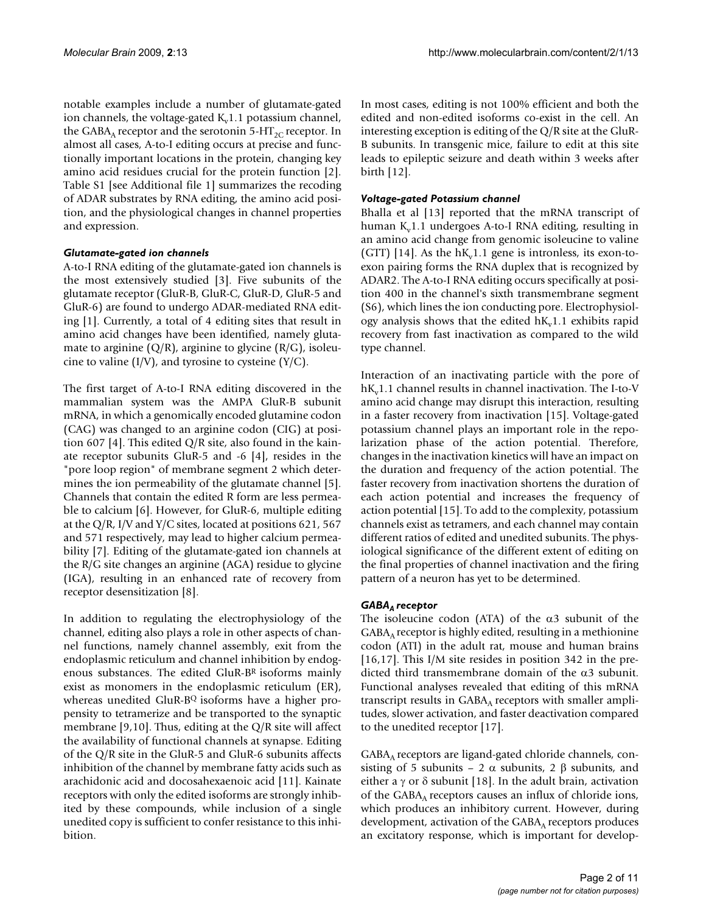notable examples include a number of glutamate-gated ion channels, the voltage-gated $K_v1.1$ potassium channel, the $GABA_A$ receptor and the serotonin 5-$HT_{2C}$ receptor. In almost all cases, A-to-I editing occurs at precise and functionally important locations in the protein, changing key amino acid residues crucial for the protein function [2]. Table S1 [see Additional file 1] summarizes the recoding of ADAR substrates by RNA editing, the amino acid position, and the physiological changes in channel properties and expression.

### *Glutamate-gated ion channels*

A-to-I RNA editing of the glutamate-gated ion channels is the most extensively studied [3]. Five subunits of the glutamate receptor (GluR-B, GluR-C, GluR-D, GluR-5 and GluR-6) are found to undergo ADAR-mediated RNA editing [1]. Currently, a total of 4 editing sites that result in amino acid changes have been identified, namely glutamate to arginine (Q/R), arginine to glycine (R/G), isoleucine to valine (I/V), and tyrosine to cysteine (Y/C).

The first target of A-to-I RNA editing discovered in the mammalian system was the AMPA GluR-B subunit mRNA, in which a genomically encoded glutamine codon (CAG) was changed to an arginine codon (CIG) at position 607 [4]. This edited Q/R site, also found in the kainate receptor subunits GluR-5 and -6 [4], resides in the "pore loop region" of membrane segment 2 which determines the ion permeability of the glutamate channel [5]. Channels that contain the edited R form are less permeable to calcium [6]. However, for GluR-6, multiple editing at the Q/R, I/V and Y/C sites, located at positions 621, 567 and 571 respectively, may lead to higher calcium permeability [7]. Editing of the glutamate-gated ion channels at the R/G site changes an arginine (AGA) residue to glycine (IGA), resulting in an enhanced rate of recovery from receptor desensitization [8].

In addition to regulating the electrophysiology of the channel, editing also plays a role in other aspects of channel functions, namely channel assembly, exit from the endoplasmic reticulum and channel inhibition by endogenous substances. The edited GluR-$B^R$ isoforms mainly exist as monomers in the endoplasmic reticulum (ER), whereas unedited GluR-$B^Q$ isoforms have a higher propensity to tetramerize and be transported to the synaptic membrane [9,10]. Thus, editing at the Q/R site will affect the availability of functional channels at synapse. Editing of the Q/R site in the GluR-5 and GluR-6 subunits affects inhibition of the channel by membrane fatty acids such as arachidonic acid and docosahexaenoic acid [11]. Kainate receptors with only the edited isoforms are strongly inhibited by these compounds, while inclusion of a single unedited copy is sufficient to confer resistance to this inhibition.

In most cases, editing is not 100% efficient and both the edited and non-edited isoforms co-exist in the cell. An interesting exception is editing of the Q/R site at the GluR-B subunits. In transgenic mice, failure to edit at this site leads to epileptic seizure and death within 3 weeks after birth [12].

### *Voltage-gated Potassium channel*

Bhalla et al [13] reported that the mRNA transcript of human $K_v1.1$ undergoes A-to-I RNA editing, resulting in an amino acid change from genomic isoleucine to valine (GTT) [14]. As the $hK_v1.1$ gene is intronless, its exon-to-exon pairing forms the RNA duplex that is recognized by ADAR2. The A-to-I RNA editing occurs specifically at position 400 in the channel's sixth transmembrane segment (S6), which lines the ion conducting pore. Electrophysiology analysis shows that the edited $hK_v1.1$ exhibits rapid recovery from fast inactivation as compared to the wild type channel.

Interaction of an inactivating particle with the pore of $hK_v1.1$ channel results in channel inactivation. The I-to-V amino acid change may disrupt this interaction, resulting in a faster recovery from inactivation [15]. Voltage-gated potassium channel plays an important role in the repolarization phase of the action potential. Therefore, changes in the inactivation kinetics will have an impact on the duration and frequency of the action potential. The faster recovery from inactivation shortens the duration of each action potential and increases the frequency of action potential [15]. To add to the complexity, potassium channels exist as tetramers, and each channel may contain different ratios of edited and unedited subunits. The physiological significance of the different extent of editing on the final properties of channel inactivation and the firing pattern of a neuron has yet to be determined.

### *$GABA_A$ receptor*

The isoleucine codon (ATA) of the $\alpha3$ subunit of the $GABA_A$ receptor is highly edited, resulting in a methionine codon (ATI) in the adult rat, mouse and human brains [16,17]. This I/M site resides in position 342 in the predicted third transmembrane domain of the $\alpha3$ subunit. Functional analyses revealed that editing of this mRNA transcript results in $GABA_A$ receptors with smaller amplitudes, slower activation, and faster deactivation compared to the unedited receptor [17].

$GABA_A$ receptors are ligand-gated chloride channels, consisting of 5 subunits – 2 $\alpha$ subunits, 2 $\beta$ subunits, and either a $\gamma$ or $\delta$ subunit [18]. In the adult brain, activation of the $GABA_A$ receptors causes an influx of chloride ions, which produces an inhibitory current. However, during development, activation of the $GABA_A$ receptors produces an excitatory response, which is important for develop-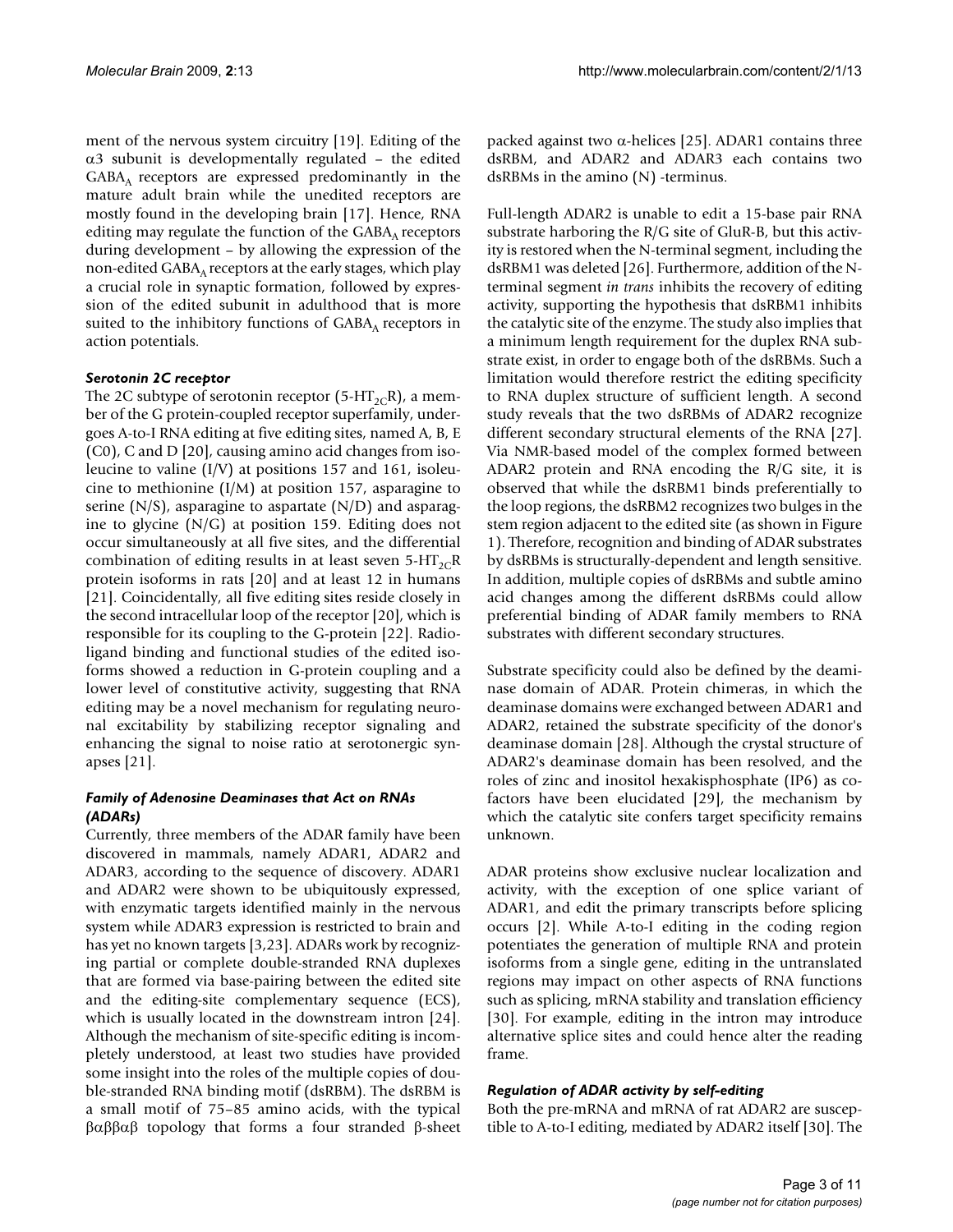ment of the nervous system circuitry [19]. Editing of the α3 subunit is developmentally regulated – the edited $GABA_A$ receptors are expressed predominantly in the mature adult brain while the unedited receptors are mostly found in the developing brain [17]. Hence, RNA editing may regulate the function of the $GABA_A$ receptors during development – by allowing the expression of the non-edited $GABA_A$ receptors at the early stages, which play a crucial role in synaptic formation, followed by expression of the edited subunit in adulthood that is more suited to the inhibitory functions of $GABA_A$ receptors in action potentials.

### *Serotonin 2C receptor*

The 2C subtype of serotonin receptor ($5\text{-}HT_{2C}R$), a member of the G protein-coupled receptor superfamily, undergoes A-to-I RNA editing at five editing sites, named A, B, E (C0), C and D [20], causing amino acid changes from isoleucine to valine (I/V) at positions 157 and 161, isoleucine to methionine (I/M) at position 157, asparagine to serine (N/S), asparagine to aspartate (N/D) and asparagine to glycine (N/G) at position 159. Editing does not occur simultaneously at all five sites, and the differential combination of editing results in at least seven $5\text{-}HT_{2C}R$ protein isoforms in rats [20] and at least 12 in humans [21]. Coincidentally, all five editing sites reside closely in the second intracellular loop of the receptor [20], which is responsible for its coupling to the G-protein [22]. Radioligand binding and functional studies of the edited isoforms showed a reduction in G-protein coupling and a lower level of constitutive activity, suggesting that RNA editing may be a novel mechanism for regulating neuronal excitability by stabilizing receptor signaling and enhancing the signal to noise ratio at serotonergic synapses [21].

### *Family of Adenosine Deaminases that Act on RNAs (ADARs)*

Currently, three members of the ADAR family have been discovered in mammals, namely ADAR1, ADAR2 and ADAR3, according to the sequence of discovery. ADAR1 and ADAR2 were shown to be ubiquitously expressed, with enzymatic targets identified mainly in the nervous system while ADAR3 expression is restricted to brain and has yet no known targets [3,23]. ADARs work by recognizing partial or complete double-stranded RNA duplexes that are formed via base-pairing between the edited site and the editing-site complementary sequence (ECS), which is usually located in the downstream intron [24]. Although the mechanism of site-specific editing is incompletely understood, at least two studies have provided some insight into the roles of the multiple copies of double-stranded RNA binding motif (dsRBM). The dsRBM is a small motif of 75–85 amino acids, with the typical βαββαβ topology that forms a four stranded β-sheet packed against two α-helices [25]. ADAR1 contains three dsRBM, and ADAR2 and ADAR3 each contains two dsRBMs in the amino (N) -terminus.

Full-length ADAR2 is unable to edit a 15-base pair RNA substrate harboring the R/G site of GluR-B, but this activity is restored when the N-terminal segment, including the dsRBM1 was deleted [26]. Furthermore, addition of the N-terminal segment *in trans* inhibits the recovery of editing activity, supporting the hypothesis that dsRBM1 inhibits the catalytic site of the enzyme. The study also implies that a minimum length requirement for the duplex RNA substrate exist, in order to engage both of the dsRBMs. Such a limitation would therefore restrict the editing specificity to RNA duplex structure of sufficient length. A second study reveals that the two dsRBMs of ADAR2 recognize different secondary structural elements of the RNA [27]. Via NMR-based model of the complex formed between ADAR2 protein and RNA encoding the R/G site, it is observed that while the dsRBM1 binds preferentially to the loop regions, the dsRBM2 recognizes two bulges in the stem region adjacent to the edited site (as shown in Figure 1). Therefore, recognition and binding of ADAR substrates by dsRBMs is structurally-dependent and length sensitive. In addition, multiple copies of dsRBMs and subtle amino acid changes among the different dsRBMs could allow preferential binding of ADAR family members to RNA substrates with different secondary structures.

Substrate specificity could also be defined by the deaminase domain of ADAR. Protein chimeras, in which the deaminase domains were exchanged between ADAR1 and ADAR2, retained the substrate specificity of the donor's deaminase domain [28]. Although the crystal structure of ADAR2's deaminase domain has been resolved, and the roles of zinc and inositol hexakisphosphate (IP6) as co-factors have been elucidated [29], the mechanism by which the catalytic site confers target specificity remains unknown.

ADAR proteins show exclusive nuclear localization and activity, with the exception of one splice variant of ADAR1, and edit the primary transcripts before splicing occurs [2]. While A-to-I editing in the coding region potentiates the generation of multiple RNA and protein isoforms from a single gene, editing in the untranslated regions may impact on other aspects of RNA functions such as splicing, mRNA stability and translation efficiency [30]. For example, editing in the intron may introduce alternative splice sites and could hence alter the reading frame.

### *Regulation of ADAR activity by self-editing*

Both the pre-mRNA and mRNA of rat ADAR2 are susceptible to A-to-I editing, mediated by ADAR2 itself [30]. The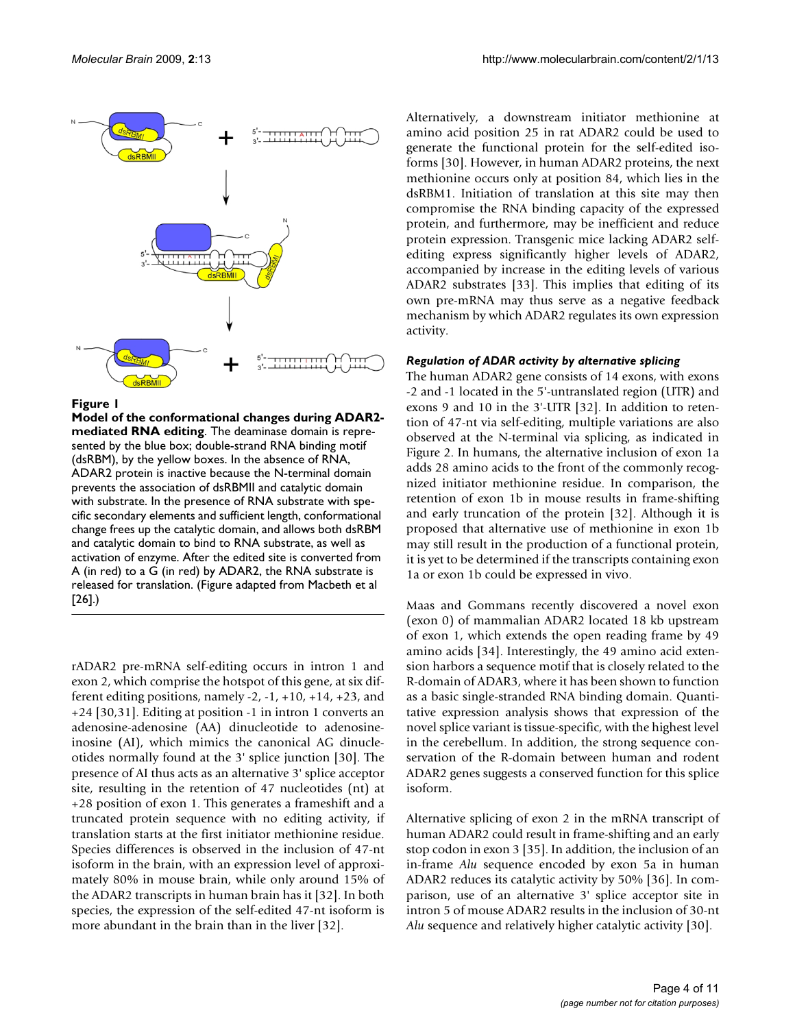**Figure 1**

**Model of the conformational changes during ADAR2-mediated RNA editing**. The deaminase domain is represented by the blue box; double-strand RNA binding motif (dsRBM), by the yellow boxes. In the absence of RNA, ADAR2 protein is inactive because the N-terminal domain prevents the association of dsRBMII and catalytic domain with substrate. In the presence of RNA substrate with specific secondary elements and sufficient length, conformational change frees up the catalytic domain, and allows both dsRBM and catalytic domain to bind to RNA substrate, as well as activation of enzyme. After the edited site is converted from A (in red) to a G (in red) by ADAR2, the RNA substrate is released for translation. (Figure adapted from Macbeth et al [26].)

rADAR2 pre-mRNA self-editing occurs in intron 1 and exon 2, which comprise the hotspot of this gene, at six different editing positions, namely -2, -1, +10, +14, +23, and +24 [30,31]. Editing at position -1 in intron 1 converts an adenosine-adenosine (AA) dinucleotide to adenosine-inosine (AI), which mimics the canonical AG dinucleotides normally found at the 3' splice junction [30]. The presence of AI thus acts as an alternative 3' splice acceptor site, resulting in the retention of 47 nucleotides (nt) at +28 position of exon 1. This generates a frameshift and a truncated protein sequence with no editing activity, if translation starts at the first initiator methionine residue. Species differences is observed in the inclusion of 47-nt isoform in the brain, with an expression level of approximately 80% in mouse brain, while only around 15% of the ADAR2 transcripts in human brain has it [32]. In both species, the expression of the self-edited 47-nt isoform is more abundant in the brain than in the liver [32].

Alternatively, a downstream initiator methionine at amino acid position 25 in rat ADAR2 could be used to generate the functional protein for the self-edited isoforms [30]. However, in human ADAR2 proteins, the next methionine occurs only at position 84, which lies in the dsRBM1. Initiation of translation at this site may then compromise the RNA binding capacity of the expressed protein, and furthermore, may be inefficient and reduce protein expression. Transgenic mice lacking ADAR2 self-editing express significantly higher levels of ADAR2, accompanied by increase in the editing levels of various ADAR2 substrates [33]. This implies that editing of its own pre-mRNA may thus serve as a negative feedback mechanism by which ADAR2 regulates its own expression activity.

### *Regulation of ADAR activity by alternative splicing*

The human ADAR2 gene consists of 14 exons, with exons -2 and -1 located in the 5'-untranslated region (UTR) and exons 9 and 10 in the 3'-UTR [32]. In addition to retention of 47-nt via self-editing, multiple variations are also observed at the N-terminal via splicing, as indicated in Figure 2. In humans, the alternative inclusion of exon 1a adds 28 amino acids to the front of the commonly recognized initiator methionine residue. In comparison, the retention of exon 1b in mouse results in frame-shifting and early truncation of the protein [32]. Although it is proposed that alternative use of methionine in exon 1b may still result in the production of a functional protein, it is yet to be determined if the transcripts containing exon 1a or exon 1b could be expressed in vivo.

Maas and Gommans recently discovered a novel exon (exon 0) of mammalian ADAR2 located 18 kb upstream of exon 1, which extends the open reading frame by 49 amino acids [34]. Interestingly, the 49 amino acid extension harbors a sequence motif that is closely related to the R-domain of ADAR3, where it has been shown to function as a basic single-stranded RNA binding domain. Quantitative expression analysis shows that expression of the novel splice variant is tissue-specific, with the highest level in the cerebellum. In addition, the strong sequence conservation of the R-domain between human and rodent ADAR2 genes suggests a conserved function for this splice isoform.

Alternative splicing of exon 2 in the mRNA transcript of human ADAR2 could result in frame-shifting and an early stop codon in exon 3 [35]. In addition, the inclusion of an in-frame *Alu* sequence encoded by exon 5a in human ADAR2 reduces its catalytic activity by 50% [36]. In comparison, use of an alternative 3' splice acceptor site in intron 5 of mouse ADAR2 results in the inclusion of 30-nt *Alu* sequence and relatively higher catalytic activity [30].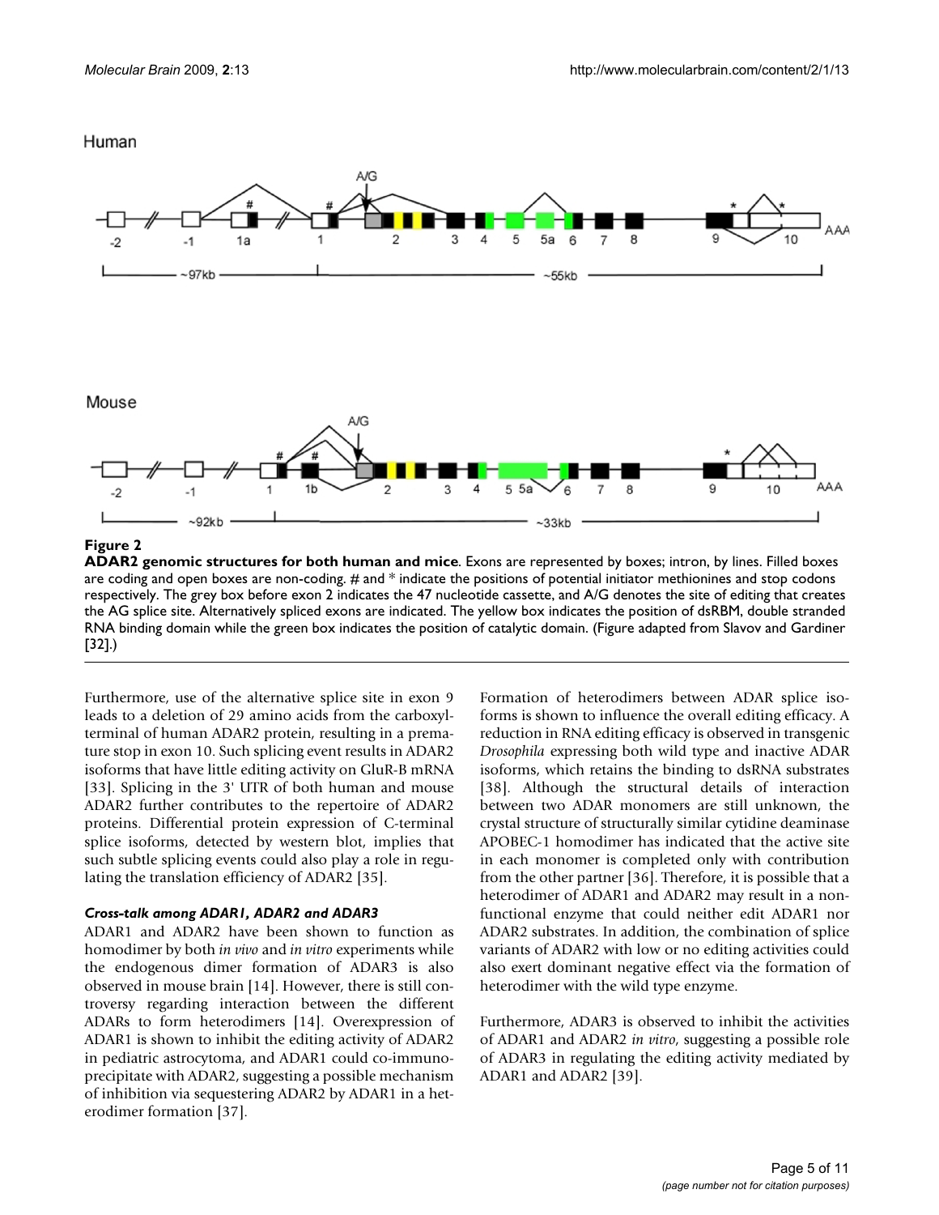**Figure 2**

**ADAR2 genomic structures for both human and mice**. Exons are represented by boxes; intron, by lines. Filled boxes are coding and open boxes are non-coding. # and * indicate the positions of potential initiator methionines and stop codons respectively. The grey box before exon 2 indicates the 47 nucleotide cassette, and A/G denotes the site of editing that creates the AG splice site. Alternatively spliced exons are indicated. The yellow box indicates the position of dsRBM, double stranded RNA binding domain while the green box indicates the position of catalytic domain. (Figure adapted from Slavov and Gardiner [32].)

Furthermore, use of the alternative splice site in exon 9 leads to a deletion of 29 amino acids from the carboxyl-terminal of human ADAR2 protein, resulting in a premature stop in exon 10. Such splicing event results in ADAR2 isoforms that have little editing activity on GluR-B mRNA [33]. Splicing in the 3' UTR of both human and mouse ADAR2 further contributes to the repertoire of ADAR2 proteins. Differential protein expression of C-terminal splice isoforms, detected by western blot, implies that such subtle splicing events could also play a role in regulating the translation efficiency of ADAR2 [35].

#### *Cross-talk among ADAR1, ADAR2 and ADAR3*

ADAR1 and ADAR2 have been shown to function as homodimer by both *in vivo* and *in vitro* experiments while the endogenous dimer formation of ADAR3 is also observed in mouse brain [14]. However, there is still controversy regarding interaction between the different ADARs to form heterodimers [14]. Overexpression of ADAR1 is shown to inhibit the editing activity of ADAR2 in pediatric astrocytoma, and ADAR1 could co-immunoprecipitate with ADAR2, suggesting a possible mechanism of inhibition via sequestering ADAR2 by ADAR1 in a heterodimer formation [37].

Formation of heterodimers between ADAR splice isoforms is shown to influence the overall editing efficacy. A reduction in RNA editing efficacy is observed in transgenic *Drosophila* expressing both wild type and inactive ADAR isoforms, which retains the binding to dsRNA substrates [38]. Although the structural details of interaction between two ADAR monomers are still unknown, the crystal structure of structurally similar cytidine deaminase APOBEC-1 homodimer has indicated that the active site in each monomer is completed only with contribution from the other partner [36]. Therefore, it is possible that a heterodimer of ADAR1 and ADAR2 may result in a non-functional enzyme that could neither edit ADAR1 nor ADAR2 substrates. In addition, the combination of splice variants of ADAR2 with low or no editing activities could also exert dominant negative effect via the formation of heterodimer with the wild type enzyme.

Furthermore, ADAR3 is observed to inhibit the activities of ADAR1 and ADAR2 *in vitro*, suggesting a possible role of ADAR3 in regulating the editing activity mediated by ADAR1 and ADAR2 [39].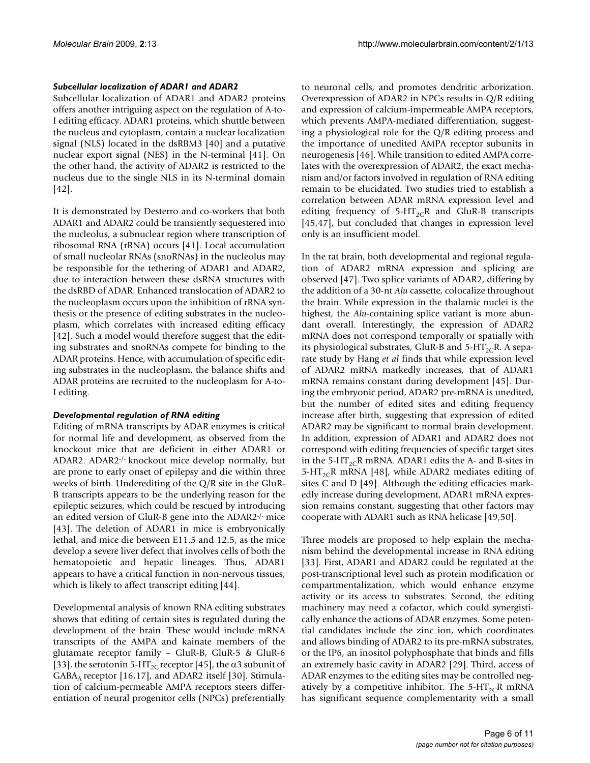### *Subcellular localization of ADAR1 and ADAR2*

Subcellular localization of ADAR1 and ADAR2 proteins offers another intriguing aspect on the regulation of A-to-I editing efficacy. ADAR1 proteins, which shuttle between the nucleus and cytoplasm, contain a nuclear localization signal (NLS) located in the dsRBM3 [40] and a putative nuclear export signal (NES) in the N-terminal [41]. On the other hand, the activity of ADAR2 is restricted to the nucleus due to the single NLS in its N-terminal domain [42].

It is demonstrated by Desterro and co-workers that both ADAR1 and ADAR2 could be transiently sequestered into the nucleolus, a subnuclear region where transcription of ribosomal RNA (rRNA) occurs [41]. Local accumulation of small nucleolar RNAs (snoRNAs) in the nucleolus may be responsible for the tethering of ADAR1 and ADAR2, due to interaction between these dsRNA structures with the dsRBD of ADAR. Enhanced translocation of ADAR2 to the nucleoplasm occurs upon the inhibition of rRNA synthesis or the presence of editing substrates in the nucleoplasm, which correlates with increased editing efficacy [42]. Such a model would therefore suggest that the editing substrates and snoRNAs compete for binding to the ADAR proteins. Hence, with accumulation of specific editing substrates in the nucleoplasm, the balance shifts and ADAR proteins are recruited to the nucleoplasm for A-to-I editing.

### *Developmental regulation of RNA editing*

Editing of mRNA transcripts by ADAR enzymes is critical for normal life and development, as observed from the knockout mice that are deficient in either ADAR1 or ADAR2. ADAR2$^{-/-}$ knockout mice develop normally, but are prone to early onset of epilepsy and die within three weeks of birth. Underediting of the Q/R site in the GluR-B transcripts appears to be the underlying reason for the epileptic seizures, which could be rescued by introducing an edited version of GluR-B gene into the ADAR2$^{-/-}$ mice [43]. The deletion of ADAR1 in mice is embryonically lethal, and mice die between E11.5 and 12.5, as the mice develop a severe liver defect that involves cells of both the hematopoietic and hepatic lineages. Thus, ADAR1 appears to have a critical function in non-nervous tissues, which is likely to affect transcript editing [44].

Developmental analysis of known RNA editing substrates shows that editing of certain sites is regulated during the development of the brain. These would include mRNA transcripts of the AMPA and kainate members of the glutamate receptor family – GluR-B, GluR-5 & GluR-6 [33], the serotonin 5-$HT_{2C}$ receptor [45], the $\alpha$3 subunit of $GABA_A$ receptor [16,17], and ADAR2 itself [30]. Stimulation of calcium-permeable AMPA receptors steers differentiation of neural progenitor cells (NPCs) preferentially to neuronal cells, and promotes dendritic arborization. Overexpression of ADAR2 in NPCs results in Q/R editing and expression of calcium-impermeable AMPA receptors, which prevents AMPA-mediated differentiation, suggesting a physiological role for the Q/R editing process and the importance of unedited AMPA receptor subunits in neurogenesis [46]. While transition to edited AMPA correlates with the overexpression of ADAR2, the exact mechanism and/or factors involved in regulation of RNA editing remain to be elucidated. Two studies tried to establish a correlation between ADAR mRNA expression level and editing frequency of 5-$HT_{2C}$R and GluR-B transcripts [45,47], but concluded that changes in expression level only is an insufficient model.

In the rat brain, both developmental and regional regulation of ADAR2 mRNA expression and splicing are observed [47]. Two splice variants of ADAR2, differing by the addition of a 30-nt *Alu* cassette, colocalize throughout the brain. While expression in the thalamic nuclei is the highest, the *Alu*-containing splice variant is more abundant overall. Interestingly, the expression of ADAR2 mRNA does not correspond temporally or spatially with its physiological substrates, GluR-B and 5-$HT_{2C}$R. A separate study by Hang *et al* finds that while expression level of ADAR2 mRNA markedly increases, that of ADAR1 mRNA remains constant during development [45]. During the embryonic period, ADAR2 pre-mRNA is unedited, but the number of edited sites and editing frequency increase after birth, suggesting that expression of edited ADAR2 may be significant to normal brain development. In addition, expression of ADAR1 and ADAR2 does not correspond with editing frequencies of specific target sites in the 5-$HT_{2C}$R mRNA. ADAR1 edits the A- and B-sites in 5-$HT_{2C}$R mRNA [48], while ADAR2 mediates editing of sites C and D [49]. Although the editing efficacies markedly increase during development, ADAR1 mRNA expression remains constant, suggesting that other factors may cooperate with ADAR1 such as RNA helicase [49,50].

Three models are proposed to help explain the mechanism behind the developmental increase in RNA editing [33]. First, ADAR1 and ADAR2 could be regulated at the post-transcriptional level such as protein modification or compartmentalization, which would enhance enzyme activity or its access to substrates. Second, the editing machinery may need a cofactor, which could synergistically enhance the actions of ADAR enzymes. Some potential candidates include the zinc ion, which coordinates and allows binding of ADAR2 to its pre-mRNA substrates, or the IP6, an inositol polyphosphate that binds and fills an extremely basic cavity in ADAR2 [29]. Third, access of ADAR enzymes to the editing sites may be controlled negatively by a competitive inhibitor. The 5-$HT_{2C}$R mRNA has significant sequence complementarity with a small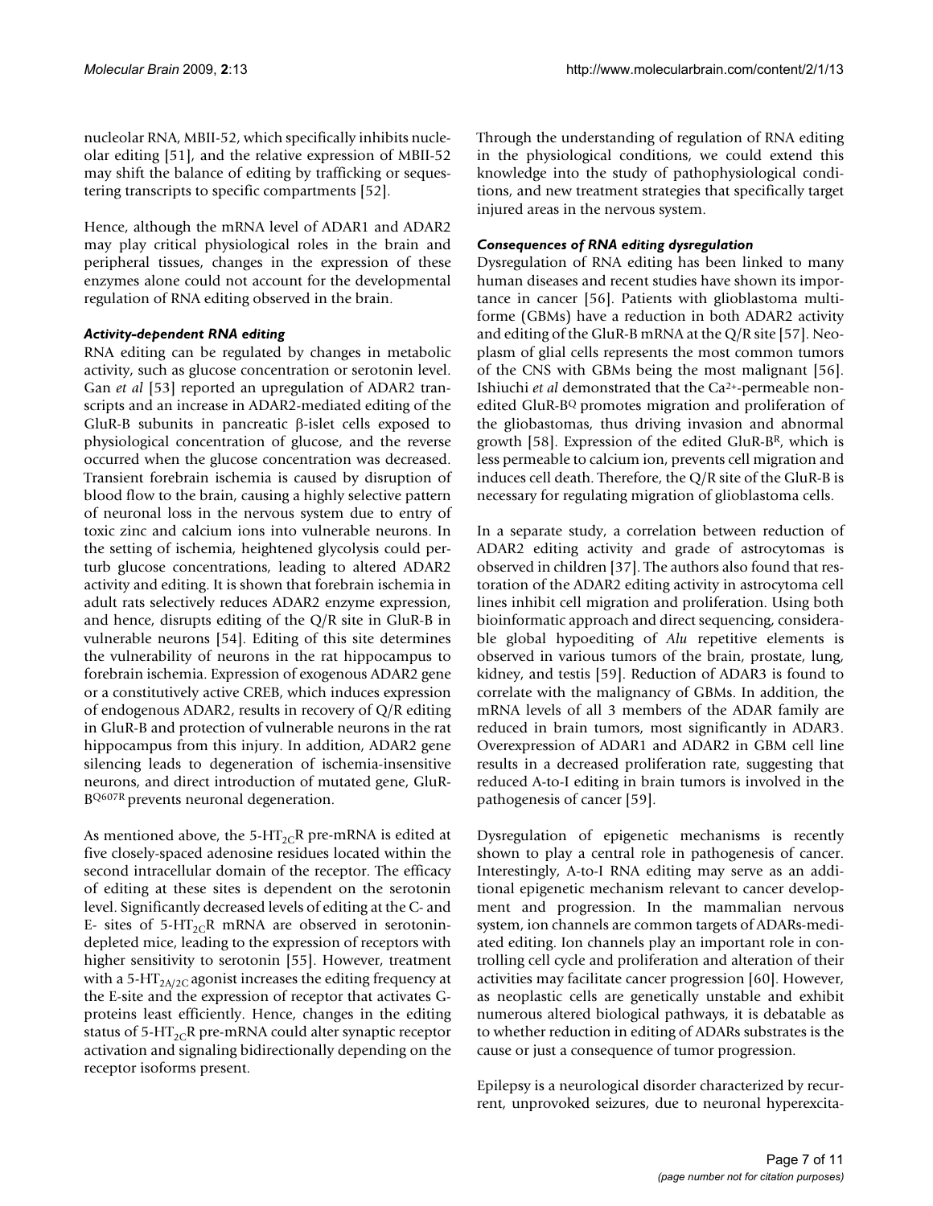nucleolar RNA, MBII-52, which specifically inhibits nucleolar editing [51], and the relative expression of MBII-52 may shift the balance of editing by trafficking or sequestering transcripts to specific compartments [52].

Hence, although the mRNA level of ADAR1 and ADAR2 may play critical physiological roles in the brain and peripheral tissues, changes in the expression of these enzymes alone could not account for the developmental regulation of RNA editing observed in the brain.

### *Activity-dependent RNA editing*

RNA editing can be regulated by changes in metabolic activity, such as glucose concentration or serotonin level. Gan *et al* [53] reported an upregulation of ADAR2 transcripts and an increase in ADAR2-mediated editing of the GluR-B subunits in pancreatic β-islet cells exposed to physiological concentration of glucose, and the reverse occurred when the glucose concentration was decreased. Transient forebrain ischemia is caused by disruption of blood flow to the brain, causing a highly selective pattern of neuronal loss in the nervous system due to entry of toxic zinc and calcium ions into vulnerable neurons. In the setting of ischemia, heightened glycolysis could perturb glucose concentrations, leading to altered ADAR2 activity and editing. It is shown that forebrain ischemia in adult rats selectively reduces ADAR2 enzyme expression, and hence, disrupts editing of the Q/R site in GluR-B in vulnerable neurons [54]. Editing of this site determines the vulnerability of neurons in the rat hippocampus to forebrain ischemia. Expression of exogenous ADAR2 gene or a constitutively active CREB, which induces expression of endogenous ADAR2, results in recovery of Q/R editing in GluR-B and protection of vulnerable neurons in the rat hippocampus from this injury. In addition, ADAR2 gene silencing leads to degeneration of ischemia-insensitive neurons, and direct introduction of mutated gene, GluR-$B^{Q607R}$ prevents neuronal degeneration.

As mentioned above, the 5-$HT_{2C}$R pre-mRNA is edited at five closely-spaced adenosine residues located within the second intracellular domain of the receptor. The efficacy of editing at these sites is dependent on the serotonin level. Significantly decreased levels of editing at the C- and E- sites of 5-$HT_{2C}$R mRNA are observed in serotonin-depleted mice, leading to the expression of receptors with higher sensitivity to serotonin [55]. However, treatment with a 5-$HT_{2A/2C}$ agonist increases the editing frequency at the E-site and the expression of receptor that activates G-proteins least efficiently. Hence, changes in the editing status of 5-$HT_{2C}$R pre-mRNA could alter synaptic receptor activation and signaling bidirectionally depending on the receptor isoforms present.

Through the understanding of regulation of RNA editing in the physiological conditions, we could extend this knowledge into the study of pathophysiological conditions, and new treatment strategies that specifically target injured areas in the nervous system.

### *Consequences of RNA editing dysregulation*

Dysregulation of RNA editing has been linked to many human diseases and recent studies have shown its importance in cancer [56]. Patients with glioblastoma multiforme (GBMs) have a reduction in both ADAR2 activity and editing of the GluR-B mRNA at the Q/R site [57]. Neoplasm of glial cells represents the most common tumors of the CNS with GBMs being the most malignant [56]. Ishiuchi *et al* demonstrated that the $Ca^{2+}$-permeable non-edited GluR-$B^{Q}$ promotes migration and proliferation of the gliobastomas, thus driving invasion and abnormal growth [58]. Expression of the edited GluR-$B^{R}$, which is less permeable to calcium ion, prevents cell migration and induces cell death. Therefore, the Q/R site of the GluR-B is necessary for regulating migration of glioblastoma cells.

In a separate study, a correlation between reduction of ADAR2 editing activity and grade of astrocytomas is observed in children [37]. The authors also found that restoration of the ADAR2 editing activity in astrocytoma cell lines inhibit cell migration and proliferation. Using both bioinformatic approach and direct sequencing, considerable global hypoediting of *Alu* repetitive elements is observed in various tumors of the brain, prostate, lung, kidney, and testis [59]. Reduction of ADAR3 is found to correlate with the malignancy of GBMs. In addition, the mRNA levels of all 3 members of the ADAR family are reduced in brain tumors, most significantly in ADAR3. Overexpression of ADAR1 and ADAR2 in GBM cell line results in a decreased proliferation rate, suggesting that reduced A-to-I editing in brain tumors is involved in the pathogenesis of cancer [59].

Dysregulation of epigenetic mechanisms is recently shown to play a central role in pathogenesis of cancer. Interestingly, A-to-I RNA editing may serve as an additional epigenetic mechanism relevant to cancer development and progression. In the mammalian nervous system, ion channels are common targets of ADARs-mediated editing. Ion channels play an important role in controlling cell cycle and proliferation and alteration of their activities may facilitate cancer progression [60]. However, as neoplastic cells are genetically unstable and exhibit numerous altered biological pathways, it is debatable as to whether reduction in editing of ADARs substrates is the cause or just a consequence of tumor progression.

Epilepsy is a neurological disorder characterized by recurrent, unprovoked seizures, due to neuronal hyperexcita-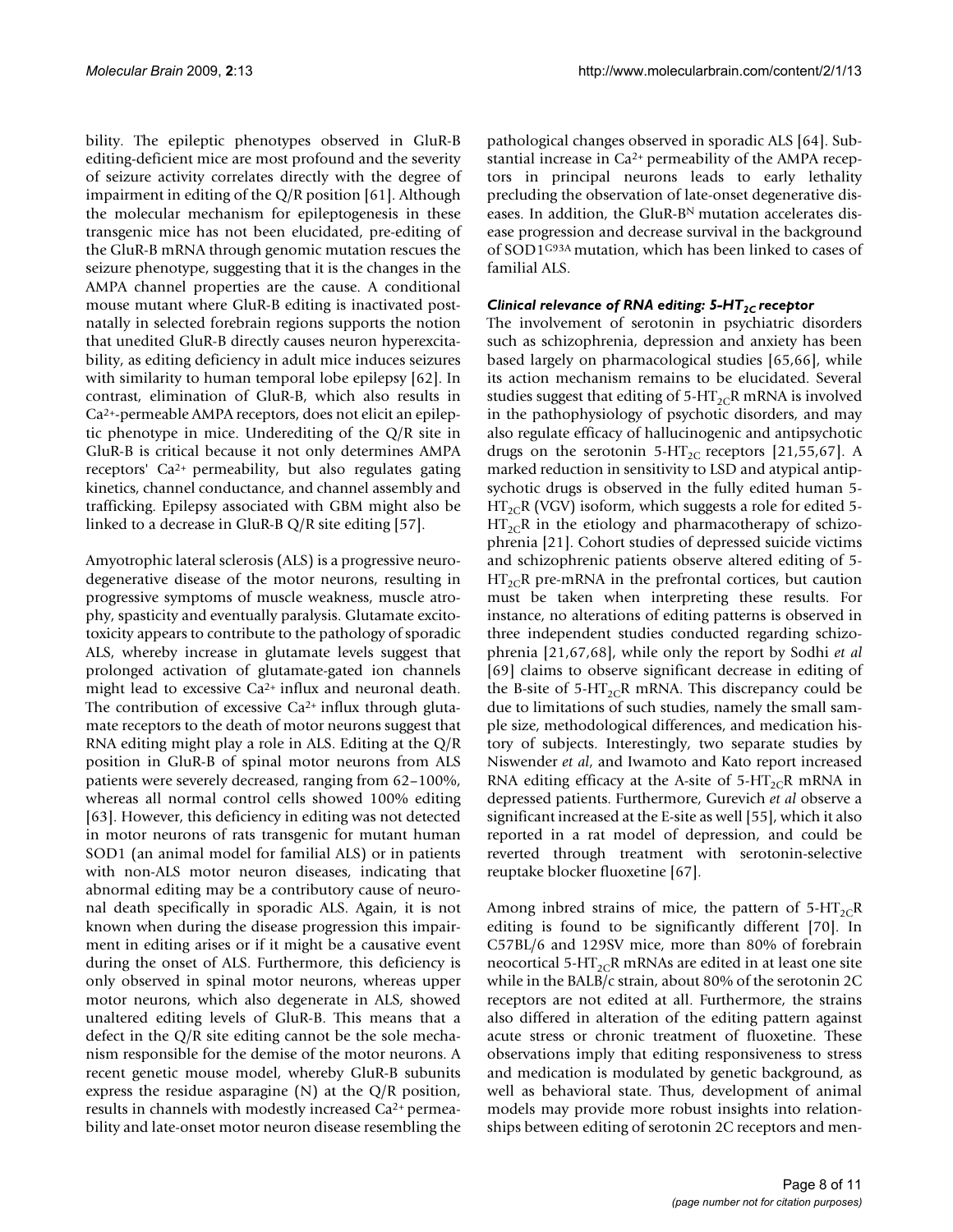bility. The epileptic phenotypes observed in GluR-B editing-deficient mice are most profound and the severity of seizure activity correlates directly with the degree of impairment in editing of the Q/R position [61]. Although the molecular mechanism for epileptogenesis in these transgenic mice has not been elucidated, pre-editing of the GluR-B mRNA through genomic mutation rescues the seizure phenotype, suggesting that it is the changes in the AMPA channel properties are the cause. A conditional mouse mutant where GluR-B editing is inactivated postnatally in selected forebrain regions supports the notion that unedited GluR-B directly causes neuron hyperexcitability, as editing deficiency in adult mice induces seizures with similarity to human temporal lobe epilepsy [62]. In contrast, elimination of GluR-B, which also results in $Ca^{2+}$-permeable AMPA receptors, does not elicit an epileptic phenotype in mice. Underediting of the Q/R site in GluR-B is critical because it not only determines AMPA receptors' $Ca^{2+}$ permeability, but also regulates gating kinetics, channel conductance, and channel assembly and trafficking. Epilepsy associated with GBM might also be linked to a decrease in GluR-B Q/R site editing [57].

Amyotrophic lateral sclerosis (ALS) is a progressive neurodegenerative disease of the motor neurons, resulting in progressive symptoms of muscle weakness, muscle atrophy, spasticity and eventually paralysis. Glutamate excitotoxicity appears to contribute to the pathology of sporadic ALS, whereby increase in glutamate levels suggest that prolonged activation of glutamate-gated ion channels might lead to excessive $Ca^{2+}$ influx and neuronal death. The contribution of excessive $Ca^{2+}$ influx through glutamate receptors to the death of motor neurons suggest that RNA editing might play a role in ALS. Editing at the Q/R position in GluR-B of spinal motor neurons from ALS patients were severely decreased, ranging from 62–100%, whereas all normal control cells showed 100% editing [63]. However, this deficiency in editing was not detected in motor neurons of rats transgenic for mutant human SOD1 (an animal model for familial ALS) or in patients with non-ALS motor neuron diseases, indicating that abnormal editing may be a contributory cause of neuronal death specifically in sporadic ALS. Again, it is not known when during the disease progression this impairment in editing arises or if it might be a causative event during the onset of ALS. Furthermore, this deficiency is only observed in spinal motor neurons, whereas upper motor neurons, which also degenerate in ALS, showed unaltered editing levels of GluR-B. This means that a defect in the Q/R site editing cannot be the sole mechanism responsible for the demise of the motor neurons. A recent genetic mouse model, whereby GluR-B subunits express the residue asparagine (N) at the Q/R position, results in channels with modestly increased $Ca^{2+}$ permeability and late-onset motor neuron disease resembling the pathological changes observed in sporadic ALS [64]. Substantial increase in $Ca^{2+}$ permeability of the AMPA receptors in principal neurons leads to early lethality precluding the observation of late-onset degenerative diseases. In addition, the GluR-B$^{N}$ mutation accelerates disease progression and decrease survival in the background of SOD1$^{G93A}$ mutation, which has been linked to cases of familial ALS.

### *Clinical relevance of RNA editing: 5-HT$_{2C}$ receptor*

The involvement of serotonin in psychiatric disorders such as schizophrenia, depression and anxiety has been based largely on pharmacological studies [65,66], while its action mechanism remains to be elucidated. Several studies suggest that editing of 5-HT$_{2C}$R mRNA is involved in the pathophysiology of psychotic disorders, and may also regulate efficacy of hallucinogenic and antipsychotic drugs on the serotonin 5-HT$_{2C}$ receptors [21,55,67]. A marked reduction in sensitivity to LSD and atypical antipsychotic drugs is observed in the fully edited human 5-HT$_{2C}$R (VGV) isoform, which suggests a role for edited 5-HT$_{2C}$R in the etiology and pharmacotherapy of schizophrenia [21]. Cohort studies of depressed suicide victims and schizophrenic patients observe altered editing of 5-HT$_{2C}$R pre-mRNA in the prefrontal cortices, but caution must be taken when interpreting these results. For instance, no alterations of editing patterns is observed in three independent studies conducted regarding schizophrenia [21,67,68], while only the report by Sodhi *et al* [69] claims to observe significant decrease in editing of the B-site of 5-HT$_{2C}$R mRNA. This discrepancy could be due to limitations of such studies, namely the small sample size, methodological differences, and medication history of subjects. Interestingly, two separate studies by Niswender *et al*, and Iwamoto and Kato report increased RNA editing efficacy at the A-site of 5-HT$_{2C}$R mRNA in depressed patients. Furthermore, Gurevich *et al* observe a significant increased at the E-site as well [55], which it also reported in a rat model of depression, and could be reverted through treatment with serotonin-selective reuptake blocker fluoxetine [67].

Among inbred strains of mice, the pattern of 5-HT$_{2C}$R editing is found to be significantly different [70]. In C57BL/6 and 129SV mice, more than 80% of forebrain neocortical 5-HT$_{2C}$R mRNAs are edited in at least one site while in the BALB/c strain, about 80% of the serotonin 2C receptors are not edited at all. Furthermore, the strains also differed in alteration of the editing pattern against acute stress or chronic treatment of fluoxetine. These observations imply that editing responsiveness to stress and medication is modulated by genetic background, as well as behavioral state. Thus, development of animal models may provide more robust insights into relationships between editing of serotonin 2C receptors and men-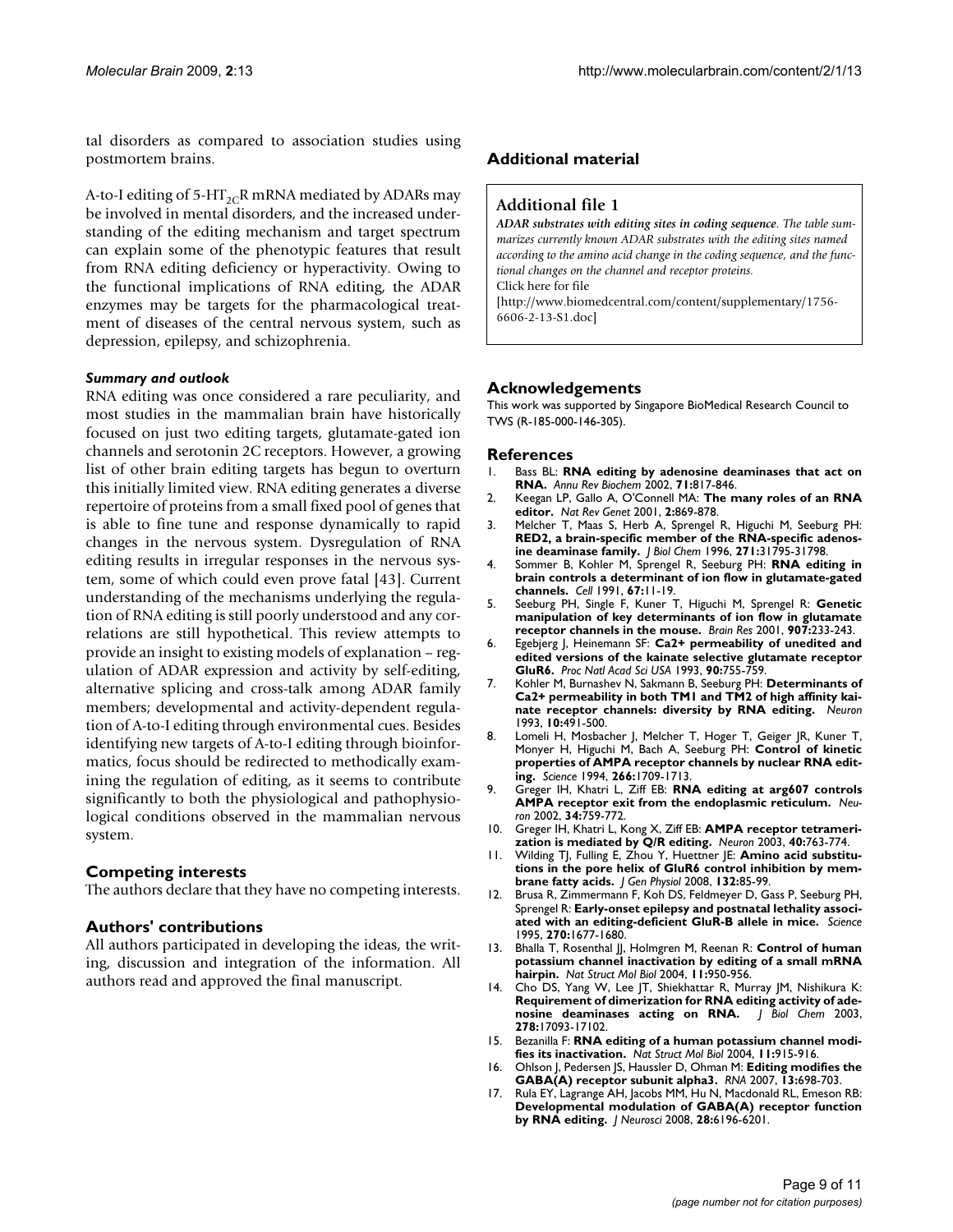tal disorders as compared to association studies using postmortem brains.

A-to-I editing of 5-$HT_{2C}$R mRNA mediated by ADARs may be involved in mental disorders, and the increased understanding of the editing mechanism and target spectrum can explain some of the phenotypic features that result from RNA editing deficiency or hyperactivity. Owing to the functional implications of RNA editing, the ADAR enzymes may be targets for the pharmacological treatment of diseases of the central nervous system, such as depression, epilepsy, and schizophrenia.

#### *Summary and outlook*

RNA editing was once considered a rare peculiarity, and most studies in the mammalian brain have historically focused on just two editing targets, glutamate-gated ion channels and serotonin 2C receptors. However, a growing list of other brain editing targets has begun to overturn this initially limited view. RNA editing generates a diverse repertoire of proteins from a small fixed pool of genes that is able to fine tune and response dynamically to rapid changes in the nervous system. Dysregulation of RNA editing results in irregular responses in the nervous system, some of which could even prove fatal [43]. Current understanding of the mechanisms underlying the regulation of RNA editing is still poorly understood and any correlations are still hypothetical. This review attempts to provide an insight to existing models of explanation – regulation of ADAR expression and activity by self-editing, alternative splicing and cross-talk among ADAR family members; developmental and activity-dependent regulation of A-to-I editing through environmental cues. Besides identifying new targets of A-to-I editing through bioinformatics, focus should be redirected to methodically examining the regulation of editing, as it seems to contribute significantly to both the physiological and pathophysiological conditions observed in the mammalian nervous system.

## Competing interests

The authors declare that they have no competing interests.

## Authors' contributions

All authors participated in developing the ideas, the writing, discussion and integration of the information. All authors read and approved the final manuscript.

## Additional material

### Additional file 1

***ADAR substrates with editing sites in coding sequence****. The table summarizes currently known ADAR substrates with the editing sites named according to the amino acid change in the coding sequence, and the functional changes on the channel and receptor proteins.*
Click here for file
[http://www.biomedcentral.com/content/supplementary/1756-6606-2-13-S1.doc]

## Acknowledgements

This work was supported by Singapore BioMedical Research Council to TWS (R-185-000-146-305).

## References

1. Bass BL: **RNA editing by adenosine deaminases that act on RNA.** *Annu Rev Biochem* 2002, **71:**817-846.
2. Keegan LP, Gallo A, O'Connell MA: **The many roles of an RNA editor.** *Nat Rev Genet* 2001, **2:**869-878.
3. Melcher T, Maas S, Herb A, Sprengel R, Higuchi M, Seeburg PH: **RED2, a brain-specific member of the RNA-specific adenosine deaminase family.** *J Biol Chem* 1996, **271:**31795-31798.
4. Sommer B, Kohler M, Sprengel R, Seeburg PH: **RNA editing in brain controls a determinant of ion flow in glutamate-gated channels.** *Cell* 1991, **67:**11-19.
5. Seeburg PH, Single F, Kuner T, Higuchi M, Sprengel R: **Genetic manipulation of key determinants of ion flow in glutamate receptor channels in the mouse.** *Brain Res* 2001, **907:**233-243.
6. Egebjerg J, Heinemann SF: **Ca2+ permeability of unedited and edited versions of the kainate selective glutamate receptor GluR6.** *Proc Natl Acad Sci USA* 1993, **90:**755-759.
7. Kohler M, Burnashev N, Sakmann B, Seeburg PH: **Determinants of Ca2+ permeability in both TM1 and TM2 of high affinity kainate receptor channels: diversity by RNA editing.** *Neuron* 1993, **10:**491-500.
8. Lomeli H, Mosbacher J, Melcher T, Hoger T, Geiger JR, Kuner T, Monyer H, Higuchi M, Bach A, Seeburg PH: **Control of kinetic properties of AMPA receptor channels by nuclear RNA editing.** *Science* 1994, **266:**1709-1713.
9. Greger IH, Khatri L, Ziff EB: **RNA editing at arg607 controls AMPA receptor exit from the endoplasmic reticulum.** *Neuron* 2002, **34:**759-772.
10. Greger IH, Khatri L, Kong X, Ziff EB: **AMPA receptor tetramerization is mediated by Q/R editing.** *Neuron* 2003, **40:**763-774.
11. Wilding TJ, Fulling E, Zhou Y, Huettner JE: **Amino acid substitutions in the pore helix of GluR6 control inhibition by membrane fatty acids.** *J Gen Physiol* 2008, **132:**85-99.
12. Brusa R, Zimmermann F, Koh DS, Feldmeyer D, Gass P, Seeburg PH, Sprengel R: **Early-onset epilepsy and postnatal lethality associated with an editing-deficient GluR-B allele in mice.** *Science* 1995, **270:**1677-1680.
13. Bhalla T, Rosenthal JJ, Holmgren M, Reenan R: **Control of human potassium channel inactivation by editing of a small mRNA hairpin.** *Nat Struct Mol Biol* 2004, **11:**950-956.
14. Cho DS, Yang W, Lee JT, Shiekhattar R, Murray JM, Nishikura K: **Requirement of dimerization for RNA editing activity of adenosine deaminases acting on RNA.** *J Biol Chem* 2003, **278:**17093-17102.
15. Bezanilla F: **RNA editing of a human potassium channel modifies its inactivation.** *Nat Struct Mol Biol* 2004, **11:**915-916.
16. Ohlson J, Pedersen JS, Haussler D, Ohman M: **Editing modifies the GABA(A) receptor subunit alpha3.** *RNA* 2007, **13:**698-703.
17. Rula EY, Lagrange AH, Jacobs MM, Hu N, Macdonald RL, Emeson RB: **Developmental modulation of GABA(A) receptor function by RNA editing.** *J Neurosci* 2008, **28:**6196-6201.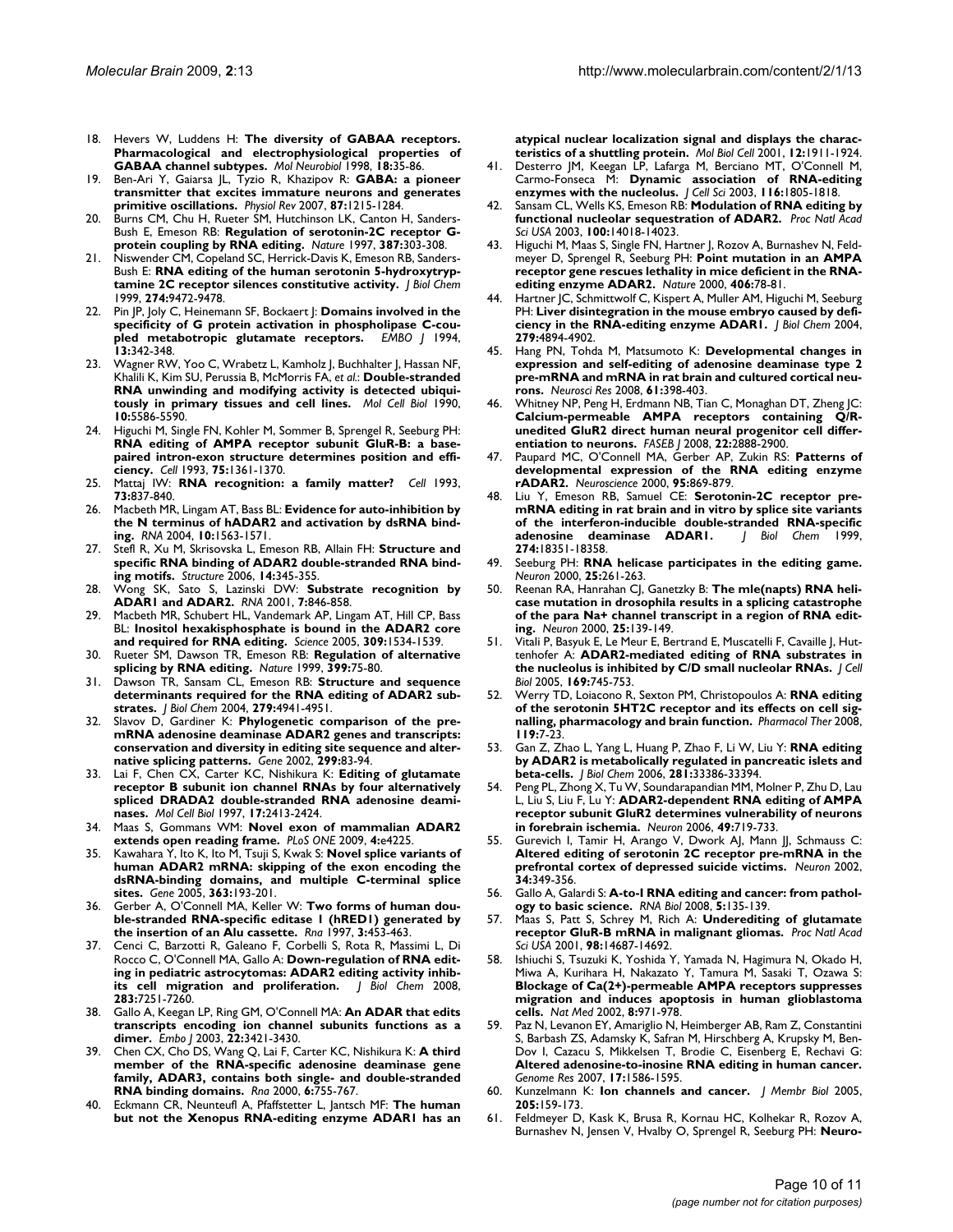18. Hevers W, Luddens H: **The diversity of GABAA receptors. Pharmacological and electrophysiological properties of GABAA channel subtypes.** *Mol Neurobiol* 1998, **18:**35-86.
19. Ben-Ari Y, Gaiarsa JL, Tyzio R, Khazipov R: **GABA: a pioneer transmitter that excites immature neurons and generates primitive oscillations.** *Physiol Rev* 2007, **87:**1215-1284.
20. Burns CM, Chu H, Rueter SM, Hutchinson LK, Canton H, Sanders-Bush E, Emeson RB: **Regulation of serotonin-2C receptor G-protein coupling by RNA editing.** *Nature* 1997, **387:**303-308.
21. Niswender CM, Copeland SC, Herrick-Davis K, Emeson RB, Sanders-Bush E: **RNA editing of the human serotonin 5-hydroxytryptamine 2C receptor silences constitutive activity.** *J Biol Chem* 1999, **274:**9472-9478.
22. Pin JP, Joly C, Heinemann SF, Bockaert J: **Domains involved in the specificity of G protein activation in phospholipase C-coupled metabotropic glutamate receptors.** *EMBO J* 1994, **13:**342-348.
23. Wagner RW, Yoo C, Wrabetz L, Kamholz J, Buchhalter J, Hassan NF, Khalili K, Kim SU, Perussia B, McMorris FA, *et al.*: **Double-stranded RNA unwinding and modifying activity is detected ubiquitously in primary tissues and cell lines.** *Mol Cell Biol* 1990, **10:**5586-5590.
24. Higuchi M, Single FN, Kohler M, Sommer B, Sprengel R, Seeburg PH: **RNA editing of AMPA receptor subunit GluR-B: a base-paired intron-exon structure determines position and efficiency.** *Cell* 1993, **75:**1361-1370.
25. Mattaj IW: **RNA recognition: a family matter?** *Cell* 1993, **73:**837-840.
26. Macbeth MR, Lingam AT, Bass BL: **Evidence for auto-inhibition by the N terminus of hADAR2 and activation by dsRNA binding.** *RNA* 2004, **10:**1563-1571.
27. Stefl R, Xu M, Skrisovska L, Emeson RB, Allain FH: **Structure and specific RNA binding of ADAR2 double-stranded RNA binding motifs.** *Structure* 2006, **14:**345-355.
28. Wong SK, Sato S, Lazinski DW: **Substrate recognition by ADAR1 and ADAR2.** *RNA* 2001, **7:**846-858.
29. Macbeth MR, Schubert HL, Vandemark AP, Lingam AT, Hill CP, Bass BL: **Inositol hexakisphosphate is bound in the ADAR2 core and required for RNA editing.** *Science* 2005, **309:**1534-1539.
30. Rueter SM, Dawson TR, Emeson RB: **Regulation of alternative splicing by RNA editing.** *Nature* 1999, **399:**75-80.
31. Dawson TR, Sansam CL, Emeson RB: **Structure and sequence determinants required for the RNA editing of ADAR2 substrates.** *J Biol Chem* 2004, **279:**4941-4951.
32. Slavov D, Gardiner K: **Phylogenetic comparison of the pre-mRNA adenosine deaminase ADAR2 genes and transcripts: conservation and diversity in editing site sequence and alternative splicing patterns.** *Gene* 2002, **299:**83-94.
33. Lai F, Chen CX, Carter KC, Nishikura K: **Editing of glutamate receptor B subunit ion channel RNAs by four alternatively spliced DRADA2 double-stranded RNA adenosine deaminases.** *Mol Cell Biol* 1997, **17:**2413-2424.
34. Maas S, Gommans WM: **Novel exon of mammalian ADAR2 extends open reading frame.** *PLoS ONE* 2009, **4:**e4225.
35. Kawahara Y, Ito K, Ito M, Tsuji S, Kwak S: **Novel splice variants of human ADAR2 mRNA: skipping of the exon encoding the dsRNA-binding domains, and multiple C-terminal splice sites.** *Gene* 2005, **363:**193-201.
36. Gerber A, O'Connell MA, Keller W: **Two forms of human double-stranded RNA-specific editase 1 (hRED1) generated by the insertion of an Alu cassette.** *Rna* 1997, **3:**453-463.
37. Cenci C, Barzotti R, Galeano F, Corbelli S, Rota R, Massimi L, Di Rocco C, O'Connell MA, Gallo A: **Down-regulation of RNA editing in pediatric astrocytomas: ADAR2 editing activity inhibits cell migration and proliferation.** *J Biol Chem* 2008, **283:**7251-7260.
38. Gallo A, Keegan LP, Ring GM, O'Connell MA: **An ADAR that edits transcripts encoding ion channel subunits functions as a dimer.** *Embo J* 2003, **22:**3421-3430.
39. Chen CX, Cho DS, Wang Q, Lai F, Carter KC, Nishikura K: **A third member of the RNA-specific adenosine deaminase gene family, ADAR3, contains both single- and double-stranded RNA binding domains.** *Rna* 2000, **6:**755-767.
40. Eckmann CR, Neunteufl A, Pfaffstetter L, Jantsch MF: **The human but not the Xenopus RNA-editing enzyme ADAR1 has an atypical nuclear localization signal and displays the characteristics of a shuttling protein.** *Mol Biol Cell* 2001, **12:**1911-1924.
41. Desterro JM, Keegan LP, Lafarga M, Berciano MT, O'Connell M, Carmo-Fonseca M: **Dynamic association of RNA-editing enzymes with the nucleolus.** *J Cell Sci* 2003, **116:**1805-1818.
42. Sansam CL, Wells KS, Emeson RB: **Modulation of RNA editing by functional nucleolar sequestration of ADAR2.** *Proc Natl Acad Sci USA* 2003, **100:**14018-14023.
43. Higuchi M, Maas S, Single FN, Hartner J, Rozov A, Burnashev N, Feldmeyer D, Sprengel R, Seeburg PH: **Point mutation in an AMPA receptor gene rescues lethality in mice deficient in the RNA-editing enzyme ADAR2.** *Nature* 2000, **406:**78-81.
44. Hartner JC, Schmittwolf C, Kispert A, Muller AM, Higuchi M, Seeburg PH: **Liver disintegration in the mouse embryo caused by deficiency in the RNA-editing enzyme ADAR1.** *J Biol Chem* 2004, **279:**4894-4902.
45. Hang PN, Tohda M, Matsumoto K: **Developmental changes in expression and self-editing of adenosine deaminase type 2 pre-mRNA and mRNA in rat brain and cultured cortical neurons.** *Neurosci Res* 2008, **61:**398-403.
46. Whitney NP, Peng H, Erdmann NB, Tian C, Monaghan DT, Zheng JC: **Calcium-permeable AMPA receptors containing Q/R-unedited GluR2 direct human neural progenitor cell differentiation to neurons.** *FASEB J* 2008, **22:**2888-2900.
47. Paupard MC, O'Connell MA, Gerber AP, Zukin RS: **Patterns of developmental expression of the RNA editing enzyme rADAR2.** *Neuroscience* 2000, **95:**869-879.
48. Liu Y, Emeson RB, Samuel CE: **Serotonin-2C receptor pre-mRNA editing in rat brain and in vitro by splice site variants of the interferon-inducible double-stranded RNA-specific adenosine deaminase ADAR1.** *J Biol Chem* 1999, **274:**18351-18358.
49. Seeburg PH: **RNA helicase participates in the editing game.** *Neuron* 2000, **25:**261-263.
50. Reenan RA, Hanrahan CJ, Ganetzky B: **The mle(napts) RNA helicase mutation in drosophila results in a splicing catastrophe of the para Na+ channel transcript in a region of RNA editing.** *Neuron* 2000, **25:**139-149.
51. Vitali P, Basyuk E, Le Meur E, Bertrand E, Muscatelli F, Cavaille J, Huttenhofer A: **ADAR2-mediated editing of RNA substrates in the nucleolus is inhibited by C/D small nucleolar RNAs.** *J Cell Biol* 2005, **169:**745-753.
52. Werry TD, Loiacono R, Sexton PM, Christopoulos A: **RNA editing of the serotonin 5HT2C receptor and its effects on cell signalling, pharmacology and brain function.** *Pharmacol Ther* 2008, **119:**7-23.
53. Gan Z, Zhao L, Yang L, Huang P, Zhao F, Li W, Liu Y: **RNA editing by ADAR2 is metabolically regulated in pancreatic islets and beta-cells.** *J Biol Chem* 2006, **281:**33386-33394.
54. Peng PL, Zhong X, Tu W, Soundarapandian MM, Molner P, Zhu D, Lau L, Liu S, Liu F, Lu Y: **ADAR2-dependent RNA editing of AMPA receptor subunit GluR2 determines vulnerability of neurons in forebrain ischemia.** *Neuron* 2006, **49:**719-733.
55. Gurevich I, Tamir H, Arango V, Dwork AJ, Mann JJ, Schmauss C: **Altered editing of serotonin 2C receptor pre-mRNA in the prefrontal cortex of depressed suicide victims.** *Neuron* 2002, **34:**349-356.
56. Gallo A, Galardi S: **A-to-I RNA editing and cancer: from pathology to basic science.** *RNA Biol* 2008, **5:**135-139.
57. Maas S, Patt S, Schrey M, Rich A: **Underediting of glutamate receptor GluR-B mRNA in malignant gliomas.** *Proc Natl Acad Sci USA* 2001, **98:**14687-14692.
58. Ishiuchi S, Tsuzuki K, Yoshida Y, Yamada N, Hagimura N, Okado H, Miwa A, Kurihara H, Nakazato Y, Tamura M, Sasaki T, Ozawa S: **Blockage of Ca(2+)-permeable AMPA receptors suppresses migration and induces apoptosis in human glioblastoma cells.** *Nat Med* 2002, **8:**971-978.
59. Paz N, Levanon EY, Amariglio N, Heimberger AB, Ram Z, Constantini S, Barbash ZS, Adamsky K, Safran M, Hirschberg A, Krupsky M, Ben-Dov I, Cazacu S, Mikkelsen T, Brodie C, Eisenberg E, Rechavi G: **Altered adenosine-to-inosine RNA editing in human cancer.** *Genome Res* 2007, **17:**1586-1595.
60. Kunzelmann K: **Ion channels and cancer.** *J Membr Biol* 2005, **205:**159-173.
61. Feldmeyer D, Kask K, Brusa R, Kornau HC, Kolhekar R, Rozov A, Burnashev N, Jensen V, Hvalby O, Sprengel R, Seeburg PH: **Neuro-**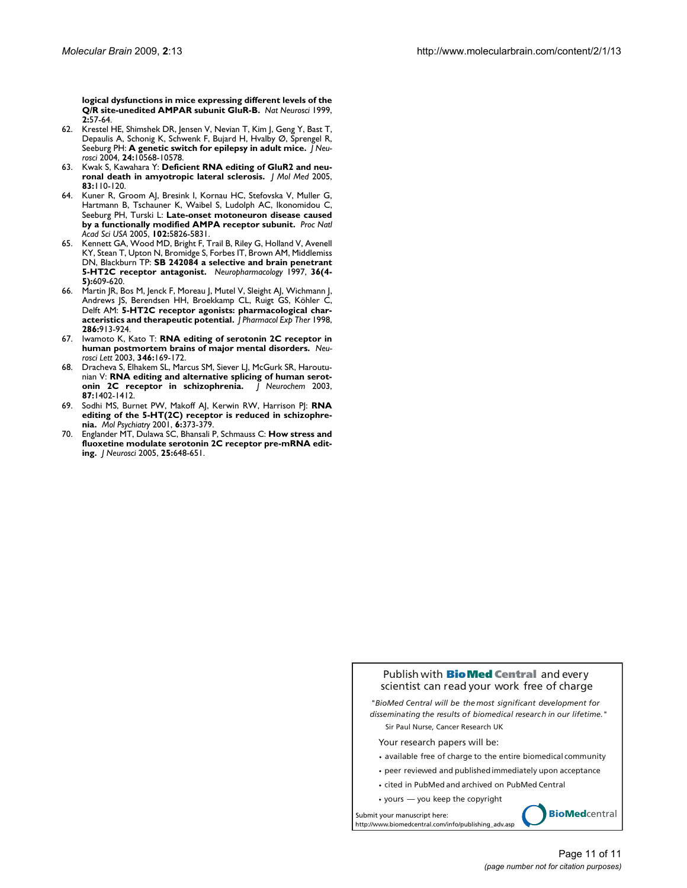**logical dysfunctions in mice expressing different levels of the Q/R site-unedited AMPAR subunit GluR-B.** *Nat Neurosci* 1999, **2:**57-64.

62. Krestel HE, Shimshek DR, Jensen V, Nevian T, Kim J, Geng Y, Bast T, Depaulis A, Schonig K, Schwenk F, Bujard H, Hvalby Ø, Sprengel R, Seeburg PH: **A genetic switch for epilepsy in adult mice.** *J Neurosci* 2004, **24:**10568-10578.
63. Kwak S, Kawahara Y: **Deficient RNA editing of GluR2 and neuronal death in amyotropic lateral sclerosis.** *J Mol Med* 2005, **83:**110-120.
64. Kuner R, Groom AJ, Bresink I, Kornau HC, Stefovska V, Muller G, Hartmann B, Tschauner K, Waibel S, Ludolph AC, Ikonomidou C, Seeburg PH, Turski L: **Late-onset motoneuron disease caused by a functionally modified AMPA receptor subunit.** *Proc Natl Acad Sci USA* 2005, **102:**5826-5831.
65. Kennett GA, Wood MD, Bright F, Trail B, Riley G, Holland V, Avenell KY, Stean T, Upton N, Bromidge S, Forbes IT, Brown AM, Middlemiss DN, Blackburn TP: **SB 242084 a selective and brain penetrant 5-HT2C receptor antagonist.** *Neuropharmacology* 1997, **36(4-5):**609-620.
66. Martin JR, Bos M, Jenck F, Moreau J, Mutel V, Sleight AJ, Wichmann J, Andrews JS, Berendsen HH, Broekkamp CL, Ruigt GS, Köhler C, Delft AM: **5-HT2C receptor agonists: pharmacological characteristics and therapeutic potential.** *J Pharmacol Exp Ther* 1998, **286:**913-924.
67. Iwamoto K, Kato T: **RNA editing of serotonin 2C receptor in human postmortem brains of major mental disorders.** *Neurosci Lett* 2003, **346:**169-172.
68. Dracheva S, Elhakem SL, Marcus SM, Siever LJ, McGurk SR, Haroutunian V: **RNA editing and alternative splicing of human serotonin 2C receptor in schizophrenia.** *J Neurochem* 2003, **87:**1402-1412.
69. Sodhi MS, Burnet PW, Makoff AJ, Kerwin RW, Harrison PJ: **RNA editing of the 5-HT(2C) receptor is reduced in schizophrenia.** *Mol Psychiatry* 2001, **6:**373-379.
70. Englander MT, Dulawa SC, Bhansali P, Schmauss C: **How stress and fluoxetine modulate serotonin 2C receptor pre-mRNA editing.** *J Neurosci* 2005, **25:**648-651.

Publish with **BioMed Central** and every scientist can read your work free of charge

*"BioMed Central will be the most significant development for disseminating the results of biomedical research in our lifetime."*

Sir Paul Nurse, Cancer Research UK

Your research papers will be:

- available free of charge to the entire biomedical community
- peer reviewed and published immediately upon acceptance
- cited in PubMed and archived on PubMed Central
- yours — you keep the copyright

Submit your manuscript here:
http://www.biomedcentral.com/info/publishing_adv.asp

**BioMed**central